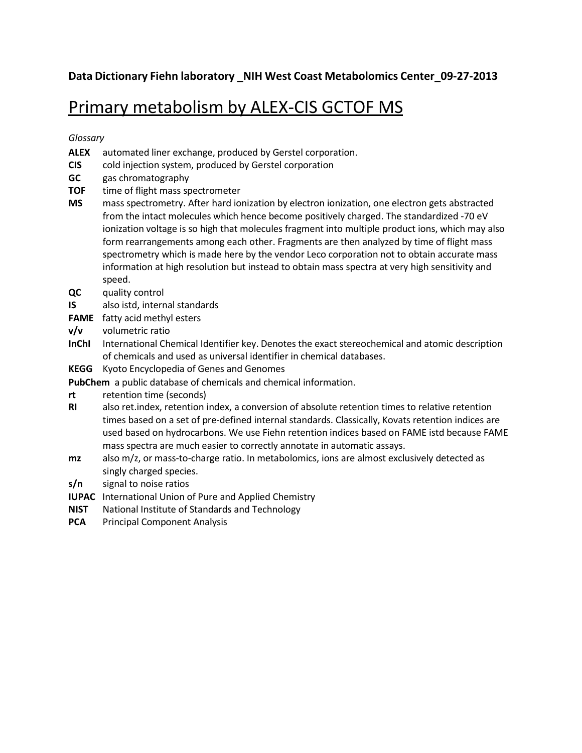**Data Dictionary Fiehn laboratory _NIH West Coast Metabolomics Center_09-27-2013**

# Primary metabolism by ALEX-CIS GCTOF MS

*Glossary*

**ALEX** automated liner exchange, produced by Gerstel corporation.

**CIS** cold injection system, produced by Gerstel corporation

**GC** gas chromatography

**TOF** time of flight mass spectrometer

**MS** mass spectrometry. After hard ionization by electron ionization, one electron gets abstracted from the intact molecules which hence become positively charged. The standardized -70 eV ionization voltage is so high that molecules fragment into multiple product ions, which may also form rearrangements among each other. Fragments are then analyzed by time of flight mass spectrometry which is made here by the vendor Leco corporation not to obtain accurate mass information at high resolution but instead to obtain mass spectra at very high sensitivity and speed.

**QC** quality control

**IS** also istd, internal standards

**FAME** fatty acid methyl esters

**v/v** volumetric ratio

**InChI** International Chemical Identifier key. Denotes the exact stereochemical and atomic description of chemicals and used as universal identifier in chemical databases.

**KEGG** Kyoto Encyclopedia of Genes and Genomes

**PubChem** a public database of chemicals and chemical information.

**rt** retention time (seconds)

**RI** also ret.index, retention index, a conversion of absolute retention times to relative retention times based on a set of pre-defined internal standards. Classically, Kovats retention indices are used based on hydrocarbons. We use Fiehn retention indices based on FAME istd because FAME mass spectra are much easier to correctly annotate in automatic assays.

**mz** also m/z, or mass-to-charge ratio. In metabolomics, ions are almost exclusively detected as singly charged species.

**s/n** signal to noise ratios

**IUPAC** International Union of Pure and Applied Chemistry

**NIST** National Institute of Standards and Technology

**PCA** Principal Component Analysis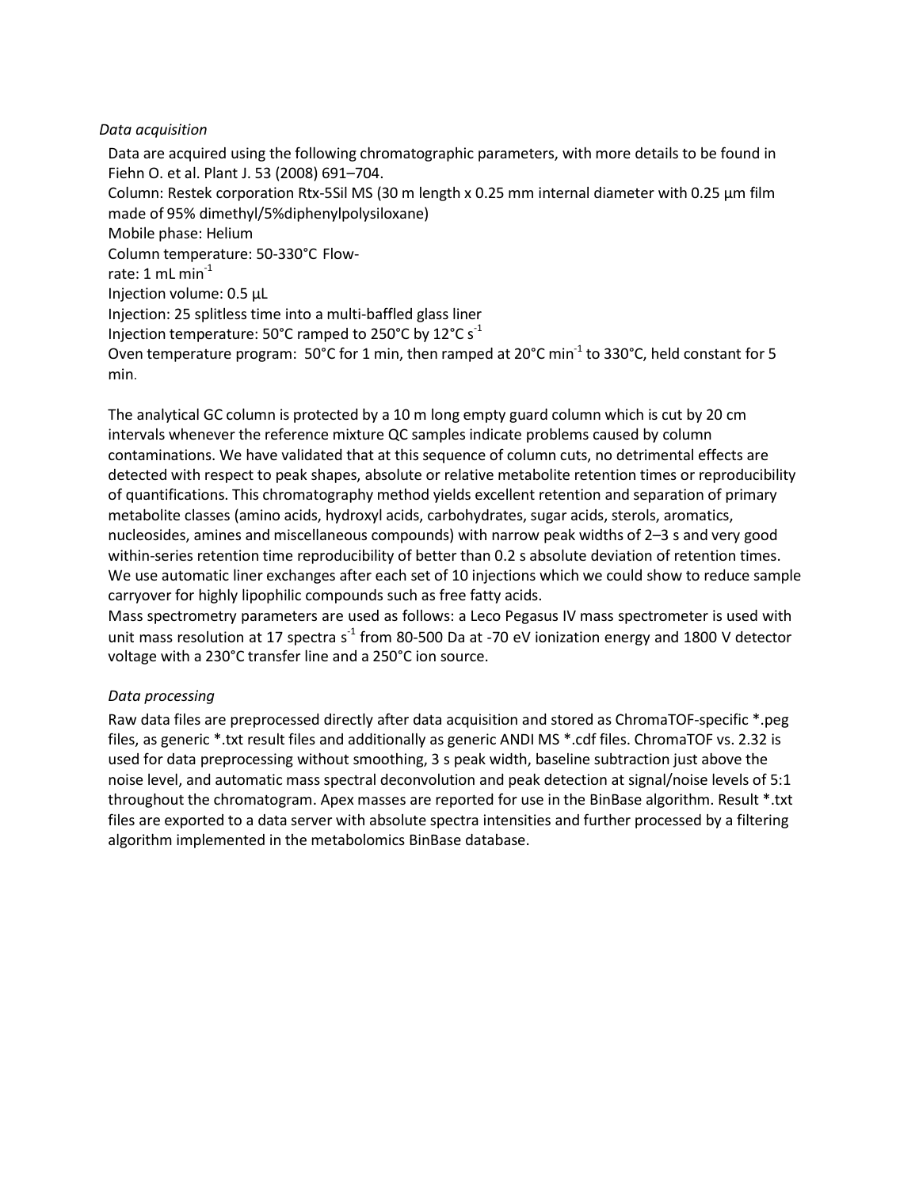*Data acquisition*

Data are acquired using the following chromatographic parameters, with more details to be found in Fiehn O. et al. Plant J. 53 (2008) 691–704.

Column: Restek corporation Rtx-5Sil MS (30 m length x 0.25 mm internal diameter with 0.25 µm film made of 95% dimethyl/5%diphenylpolysiloxane)

Mobile phase: Helium

Column temperature: 50-330°C Flow-rate: 1 mL $min^{-1}$

Injection volume: 0.5 µL

Injection: 25 splitless time into a multi-baffled glass liner

Injection temperature: 50°C ramped to 250°C by 12°C $s^{-1}$

Oven temperature program: 50°C for 1 min, then ramped at 20°C $min^{-1}$ to 330°C, held constant for 5 min.

The analytical GC column is protected by a 10 m long empty guard column which is cut by 20 cm intervals whenever the reference mixture QC samples indicate problems caused by column contaminations. We have validated that at this sequence of column cuts, no detrimental effects are detected with respect to peak shapes, absolute or relative metabolite retention times or reproducibility of quantifications. This chromatography method yields excellent retention and separation of primary metabolite classes (amino acids, hydroxyl acids, carbohydrates, sugar acids, sterols, aromatics, nucleosides, amines and miscellaneous compounds) with narrow peak widths of 2–3 s and very good within-series retention time reproducibility of better than 0.2 s absolute deviation of retention times. We use automatic liner exchanges after each set of 10 injections which we could show to reduce sample carryover for highly lipophilic compounds such as free fatty acids.

Mass spectrometry parameters are used as follows: a Leco Pegasus IV mass spectrometer is used with unit mass resolution at 17 spectra $s^{-1}$ from 80-500 Da at -70 eV ionization energy and 1800 V detector voltage with a 230°C transfer line and a 250°C ion source.

*Data processing*

Raw data files are preprocessed directly after data acquisition and stored as ChromaTOF-specific *.peg files, as generic *.txt result files and additionally as generic ANDI MS *.cdf files. ChromaTOF vs. 2.32 is used for data preprocessing without smoothing, 3 s peak width, baseline subtraction just above the noise level, and automatic mass spectral deconvolution and peak detection at signal/noise levels of 5:1 throughout the chromatogram. Apex masses are reported for use in the BinBase algorithm. Result *.txt files are exported to a data server with absolute spectra intensities and further processed by a filtering algorithm implemented in the metabolomics BinBase database.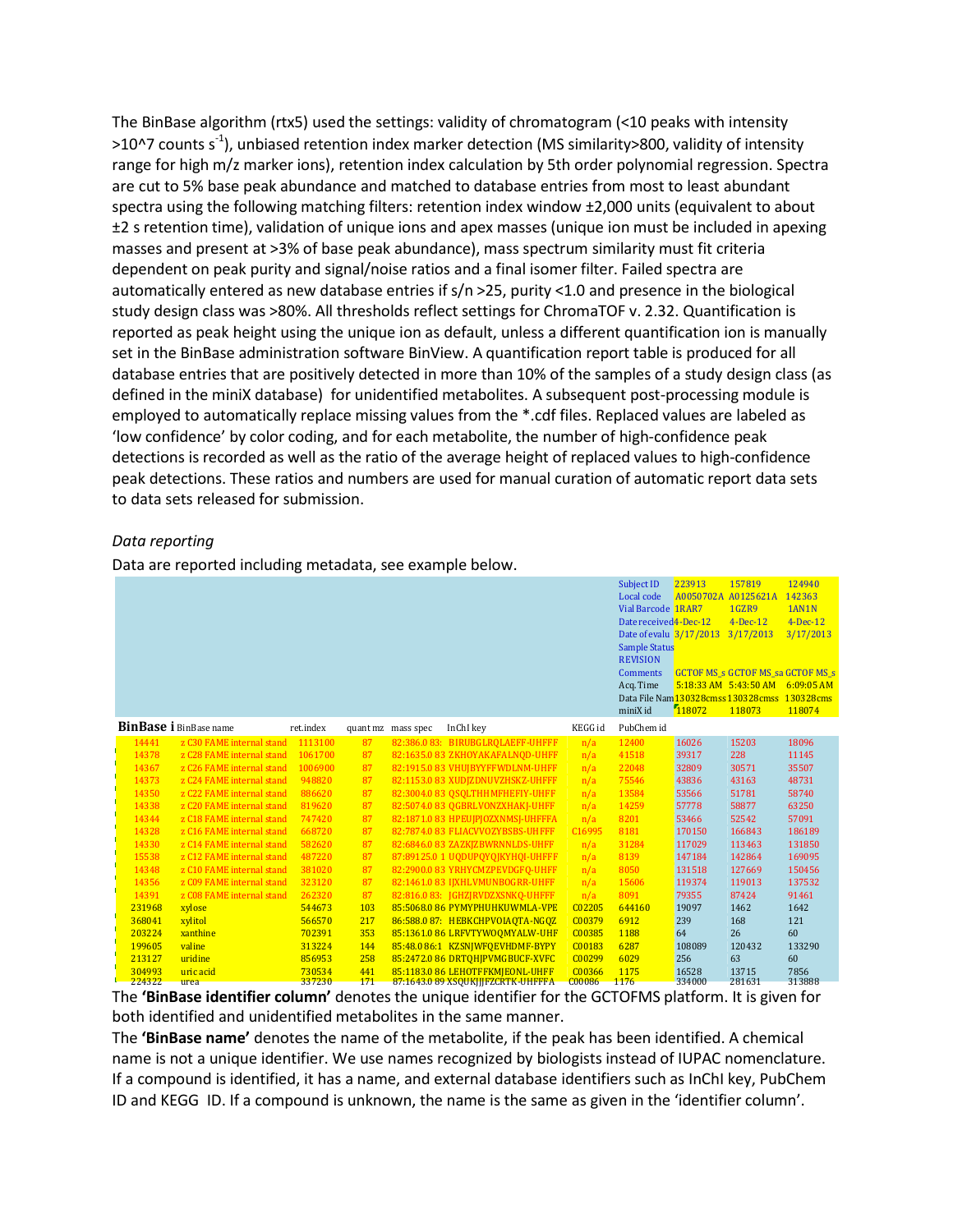The BinBase algorithm (rtx5) used the settings: validity of chromatogram (<10 peaks with intensity >10^7 counts $s^{-1}$), unbiased retention index marker detection (MS similarity>800, validity of intensity range for high m/z marker ions), retention index calculation by 5th order polynomial regression. Spectra are cut to 5% base peak abundance and matched to database entries from most to least abundant spectra using the following matching filters: retention index window ±2,000 units (equivalent to about ±2 s retention time), validation of unique ions and apex masses (unique ion must be included in apexing masses and present at >3% of base peak abundance), mass spectrum similarity must fit criteria dependent on peak purity and signal/noise ratios and a final isomer filter. Failed spectra are automatically entered as new database entries if s/n >25, purity <1.0 and presence in the biological study design class was >80%. All thresholds reflect settings for ChromaTOF v. 2.32. Quantification is reported as peak height using the unique ion as default, unless a different quantification ion is manually set in the BinBase administration software BinView. A quantification report table is produced for all database entries that are positively detected in more than 10% of the samples of a study design class (as defined in the miniX database) for unidentified metabolites. A subsequent post-processing module is employed to automatically replace missing values from the *.cdf files. Replaced values are labeled as 'low confidence' by color coding, and for each metabolite, the number of high-confidence peak detections is recorded as well as the ratio of the average height of replaced values to high-confidence peak detections. These ratios and numbers are used for manual curation of automatic report data sets to data sets released for submission.

*Data reporting*

Data are reported including metadata, see example below.

| | | | | | | | Subject ID | 223913 | 157819 | 124940 |
|---|---|---|---|---|---|---|---|---|---|---|
| | | | | | | | Local code | A0050702A | A0125621A | 142363 |
| | | | | | | | Vial Barcode | 1RAR7 | 1GZR9 | 1AN1N |
| | | | | | | | Date received | 4-Dec-12 | 4-Dec-12 | 4-Dec-12 |
| | | | | | | | Date of evalu | 3/17/2013 | 3/17/2013 | 3/17/2013 |
| | | | | | | | Sample Status | | | |
| | | | | | | | REVISION | | | |
| | | | | | | | Comments | GCTOF MS_s | GCTOF MS_sa | GCTOF MS_s |
| | | | | | | | Acq. Time | 5:18:33 AM | 5:43:50 AM | 6:09:05 AM |
| | | | | | | | Data File Nam | 130328cmss | 130328cmss | 130328cms |
| | | | | | | | miniX id | 118072 | 118073 | 118074 |
| **BinBase i** | BinBase name | ret.index | quant mz | mass spec | InChI key | KEGG id | PubChem id | | | |
| 14441 | z C30 FAME internal stand | 1113100 | 87 | 82:386.0 83: | BIRUBGLRQLAEFF-UHFFF | n/a | 12400 | 16026 | 15203 | 18096 |
| 14378 | z C28 FAME internal stand | 1061700 | 87 | 82:1635.0 83 | ZKHOYAKAFALNQD-UHFF | n/a | 41518 | 39317 | 228 | 11145 |
| 14367 | z C26 FAME internal stand | 1006900 | 87 | 82:1915.0 83 | VHUJBYYFFWDLNM-UHFF | n/a | 22048 | 32809 | 30571 | 35507 |
| 14373 | z C24 FAME internal stand | 948820 | 87 | 82:1153.0 83 | XUDJZDNUVZHSKZ-UHFFF | n/a | 75546 | 43836 | 43163 | 48731 |
| 14350 | z C22 FAME internal stand | 886620 | 87 | 82:3004.0 83 | QSQLTHHMFHEFIY-UHFF | n/a | 13584 | 53566 | 51781 | 58740 |
| 14338 | z C20 FAME internal stand | 819620 | 87 | 82:5074.0 83 | QGBRLVONZXHAKJ-UHFF | n/a | 14259 | 57778 | 58877 | 63250 |
| 14344 | z C18 FAME internal stand | 747420 | 87 | 82:1871.0 83 | HPEUJPJOZXNMSJ-UHFFFA | n/a | 8201 | 53466 | 52542 | 57091 |
| 14328 | z C16 FAME internal stand | 668720 | 87 | 82:7874.0 83 | FLIACVVOZYBSBS-UHFFF | C16995 | 8181 | 170150 | 166843 | 186189 |
| 14330 | z C14 FAME internal stand | 582620 | 87 | 82:6846.0 83 | ZAZKJZBWRNNLDS-UHFF | n/a | 31284 | 117029 | 113463 | 131850 |
| 15538 | z C12 FAME internal stand | 487220 | 87 | 87:89125.0 1 | UQDUPQYQJKYHQI-UHFFF | n/a | 8139 | 147184 | 142864 | 169095 |
| 14348 | z C10 FAME internal stand | 381020 | 87 | 82:2900.0 83 | YRHYCMZPEVDGFQ-UHFF | n/a | 8050 | 131518 | 127669 | 150456 |
| 14356 | z C09 FAME internal stand | 323120 | 87 | 82:1461.0 83 | IJXHLVMUNBOGRR-UHFF | n/a | 15606 | 119374 | 119013 | 137532 |
| 14391 | z C08 FAME internal stand | 262320 | 87 | 82:816.0 83: | JGHZJRVDZXSNKQ-UHFFF | n/a | 8091 | 79355 | 87424 | 91461 |
| 231968 | xylose | 544673 | 103 | 85:5068.0 86 | PYMYPHUHKUWMLA-VPE | C02205 | 644160 | 19097 | 1462 | 1642 |
| 368041 | xylitol | 566570 | 217 | 86:588.0 87: | HEBKCHPVOIAQTA-NGQZ | C00379 | 6912 | 239 | 168 | 121 |
| 203224 | xanthine | 702391 | 353 | 85:1361.0 86 | LRFVTYWOQMYALW-UHF | C00385 | 1188 | 64 | 26 | 60 |
| 199605 | valine | 313224 | 144 | 85:48.0 86:1 | KZSNJWFQEVHDMF-BYPY | C00183 | 6287 | 108089 | 120432 | 133290 |
| 213127 | uridine | 856953 | 258 | 85:2472.0 86 | DRTQHJPVMGBUCF-XVFC | C00299 | 6029 | 256 | 63 | 60 |
| 304993 | uric acid | 730534 | 441 | 85:1183.0 86 | LEHOTFFKMJEONL-UHFF | C00366 | 1175 | 16528 | 13715 | 7856 |
| 224322 | urea | 337230 | 171 | 87:1643.0 89 | XSQUKJJJFZCRTK-UHFFFA | C00086 | 1176 | 334000 | 281631 | 313888 |

The **'BinBase identifier column'** denotes the unique identifier for the GCTOFMS platform. It is given for both identified and unidentified metabolites in the same manner.

The **'BinBase name'** denotes the name of the metabolite, if the peak has been identified. A chemical name is not a unique identifier. We use names recognized by biologists instead of IUPAC nomenclature. If a compound is identified, it has a name, and external database identifiers such as InChI key, PubChem ID and KEGG ID. If a compound is unknown, the name is the same as given in the 'identifier column'.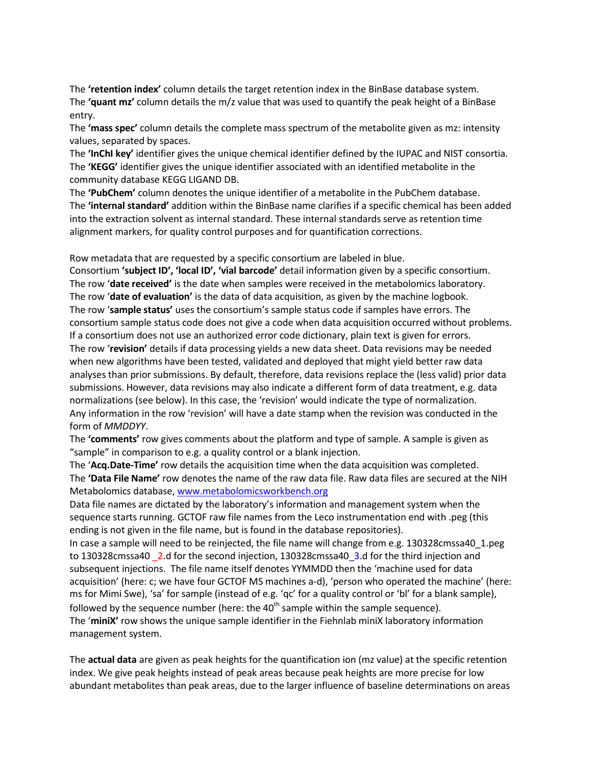The **'retention index'** column details the target retention index in the BinBase database system.
The **'quant mz'** column details the m/z value that was used to quantify the peak height of a BinBase entry.
The **'mass spec'** column details the complete mass spectrum of the metabolite given as mz: intensity values, separated by spaces.
The **'InChI key'** identifier gives the unique chemical identifier defined by the IUPAC and NIST consortia.
The **'KEGG'** identifier gives the unique identifier associated with an identified metabolite in the community database KEGG LIGAND DB.
The **'PubChem'** column denotes the unique identifier of a metabolite in the PubChem database.
The **'internal standard'** addition within the BinBase name clarifies if a specific chemical has been added into the extraction solvent as internal standard. These internal standards serve as retention time alignment markers, for quality control purposes and for quantification corrections.

Row metadata that are requested by a specific consortium are labeled in blue.
Consortium **'subject ID', 'local ID', 'vial barcode'** detail information given by a specific consortium.
The row '**date received**' is the date when samples were received in the metabolomics laboratory.
The row '**date of evaluation**' is the data of data acquisition, as given by the machine logbook.
The row '**sample status**' uses the consortium's sample status code if samples have errors. The consortium sample status code does not give a code when data acquisition occurred without problems. If a consortium does not use an authorized error code dictionary, plain text is given for errors.
The row '**revision**' details if data processing yields a new data sheet. Data revisions may be needed when new algorithms have been tested, validated and deployed that might yield better raw data analyses than prior submissions. By default, therefore, data revisions replace the (less valid) prior data submissions. However, data revisions may also indicate a different form of data treatment, e.g. data normalizations (see below). In this case, the 'revision' would indicate the type of normalization.
Any information in the row 'revision' will have a date stamp when the revision was conducted in the form of *MMDDYY*.
The **'comments'** row gives comments about the platform and type of sample. A sample is given as "sample" in comparison to e.g. a quality control or a blank injection.
The '**Acq.Date-Time'** row details the acquisition time when the data acquisition was completed.
The **'Data File Name'** row denotes the name of the raw data file. Raw data files are secured at the NIH Metabolomics database, [www.metabolomicsworkbench.org](www.metabolomicsworkbench.org)
Data file names are dictated by the laboratory's information and management system when the sequence starts running. GCTOF raw file names from the Leco instrumentation end with .peg (this ending is not given in the file name, but is found in the database repositories).
In case a sample will need to be reinjected, the file name will change from e.g. 130328cmssa40_1.peg to 130328cmssa40 _2.d for the second injection, 130328cmssa40_3.d for the third injection and subsequent injections. The file name itself denotes YYMMDD then the 'machine used for data acquisition' (here: c; we have four GCTOF MS machines a-d), 'person who operated the machine' (here: ms for Mimi Swe), 'sa' for sample (instead of e.g. 'qc' for a quality control or 'bl' for a blank sample), followed by the sequence number (here: the 40th sample within the sample sequence).
The '**miniX'** row shows the unique sample identifier in the Fiehnlab miniX laboratory information management system.

The **actual data** are given as peak heights for the quantification ion (mz value) at the specific retention index. We give peak heights instead of peak areas because peak heights are more precise for low abundant metabolites than peak areas, due to the larger influence of baseline determinations on areas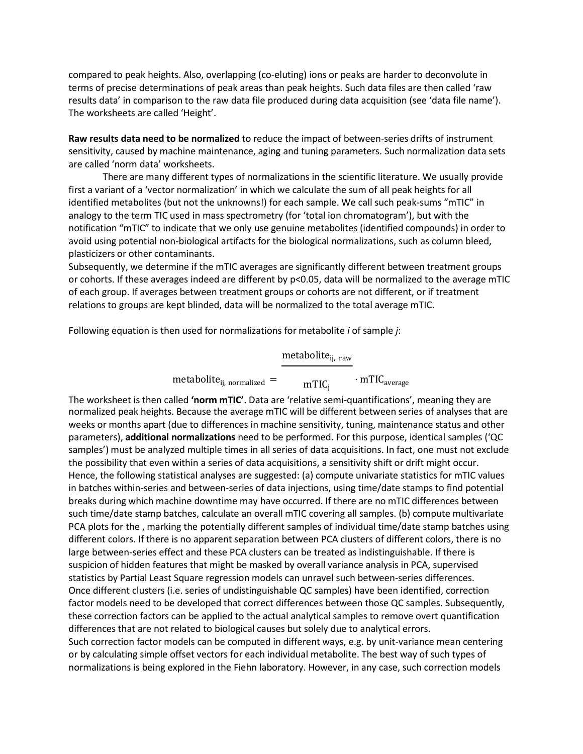compared to peak heights. Also, overlapping (co-eluting) ions or peaks are harder to deconvolute in terms of precise determinations of peak areas than peak heights. Such data files are then called 'raw results data' in comparison to the raw data file produced during data acquisition (see 'data file name'). The worksheets are called 'Height'.

**Raw results data need to be normalized** to reduce the impact of between-series drifts of instrument sensitivity, caused by machine maintenance, aging and tuning parameters. Such normalization data sets are called 'norm data' worksheets.

There are many different types of normalizations in the scientific literature. We usually provide first a variant of a 'vector normalization' in which we calculate the sum of all peak heights for all identified metabolites (but not the unknowns!) for each sample. We call such peak-sums "mTIC" in analogy to the term TIC used in mass spectrometry (for 'total ion chromatogram'), but with the notification "mTIC" to indicate that we only use genuine metabolites (identified compounds) in order to avoid using potential non-biological artifacts for the biological normalizations, such as column bleed, plasticizers or other contaminants.
Subsequently, we determine if the mTIC averages are significantly different between treatment groups or cohorts. If these averages indeed are different by $p<0.05$, data will be normalized to the average mTIC of each group. If averages between treatment groups or cohorts are not different, or if treatment relations to groups are kept blinded, data will be normalized to the total average mTIC.

Following equation is then used for normalizations for metabolite *i* of sample *j*:

$$\text{metabolite}_{ij,\ \text{normalized}} = \frac{\text{metabolite}_{ij,\ \text{raw}}}{\text{mTIC}_j} \cdot \text{mTIC}_{\text{average}}$$

The worksheet is then called **'norm mTIC'**. Data are 'relative semi-quantifications', meaning they are normalized peak heights. Because the average mTIC will be different between series of analyses that are weeks or months apart (due to differences in machine sensitivity, tuning, maintenance status and other parameters), **additional normalizations** need to be performed. For this purpose, identical samples ('QC samples') must be analyzed multiple times in all series of data acquisitions. In fact, one must not exclude the possibility that even within a series of data acquisitions, a sensitivity shift or drift might occur. Hence, the following statistical analyses are suggested: (a) compute univariate statistics for mTIC values in batches within-series and between-series of data injections, using time/date stamps to find potential breaks during which machine downtime may have occurred. If there are no mTIC differences between such time/date stamp batches, calculate an overall mTIC covering all samples. (b) compute multivariate PCA plots for the , marking the potentially different samples of individual time/date stamp batches using different colors. If there is no apparent separation between PCA clusters of different colors, there is no large between-series effect and these PCA clusters can be treated as indistinguishable. If there is suspicion of hidden features that might be masked by overall variance analysis in PCA, supervised statistics by Partial Least Square regression models can unravel such between-series differences.
Once different clusters (i.e. series of undistinguishable QC samples) have been identified, correction factor models need to be developed that correct differences between those QC samples. Subsequently, these correction factors can be applied to the actual analytical samples to remove overt quantification differences that are not related to biological causes but solely due to analytical errors.
Such correction factor models can be computed in different ways, e.g. by unit-variance mean centering or by calculating simple offset vectors for each individual metabolite. The best way of such types of normalizations is being explored in the Fiehn laboratory. However, in any case, such correction models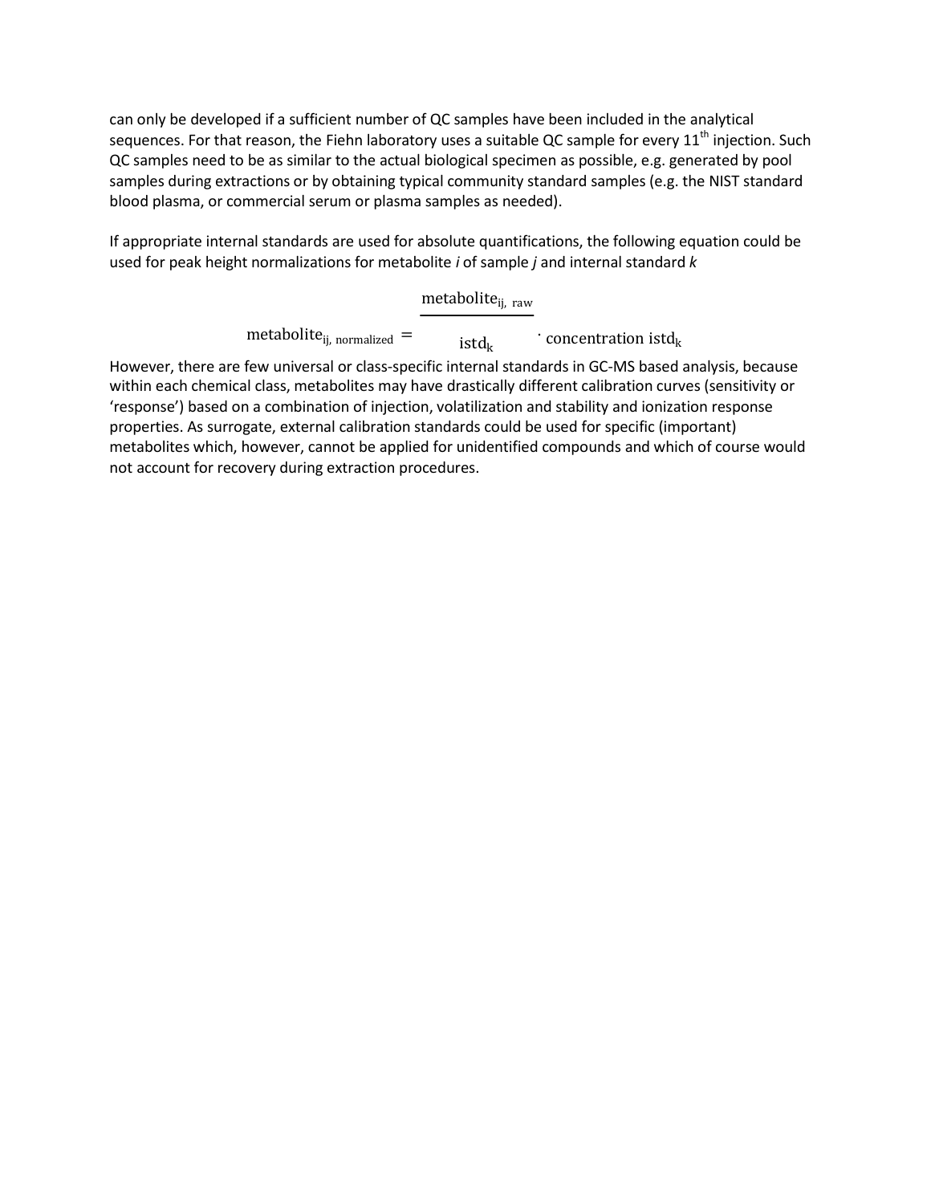can only be developed if a sufficient number of QC samples have been included in the analytical sequences. For that reason, the Fiehn laboratory uses a suitable QC sample for every 11$^{th}$ injection. Such QC samples need to be as similar to the actual biological specimen as possible, e.g. generated by pool samples during extractions or by obtaining typical community standard samples (e.g. the NIST standard blood plasma, or commercial serum or plasma samples as needed).

If appropriate internal standards are used for absolute quantifications, the following equation could be used for peak height normalizations for metabolite *i* of sample *j* and internal standard *k*

$$\text{metabolite}_{\text{ij, normalized}} = \frac{\text{metabolite}_{\text{ij, raw}}}{\text{istd}_{\text{k}}} \cdot \text{concentration istd}_{\text{k}}$$

However, there are few universal or class-specific internal standards in GC-MS based analysis, because within each chemical class, metabolites may have drastically different calibration curves (sensitivity or 'response') based on a combination of injection, volatilization and stability and ionization response properties. As surrogate, external calibration standards could be used for specific (important) metabolites which, however, cannot be applied for unidentified compounds and which of course would not account for recovery during extraction procedures.